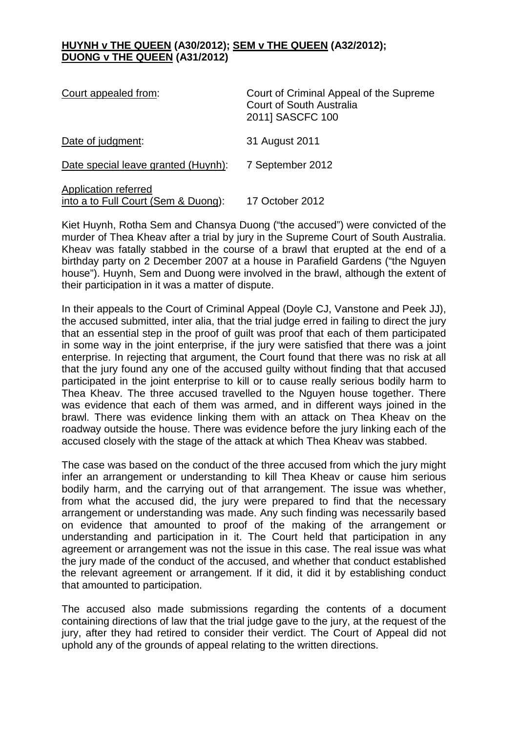**<u>HUYNH v THE QUEEN</u> (A30/2012); <u>SEM v THE QUEEN</u> (A32/2012); <u>DUONG v THE QUEEN</u> (A31/2012)**

| | |
|---|---|
| <u>Court appealed from</u>: | Court of Criminal Appeal of the Supreme Court of South Australia 2011] SASCFC 100 |
| <u>Date of judgment</u>: | 31 August 2011 |
| <u>Date special leave granted (Huynh)</u>: | 7 September 2012 |
| <u>Application referred into a to Full Court (Sem & Duong)</u>: | 17 October 2012 |

Kiet Huynh, Rotha Sem and Chansya Duong ("the accused") were convicted of the murder of Thea Kheav after a trial by jury in the Supreme Court of South Australia. Kheav was fatally stabbed in the course of a brawl that erupted at the end of a birthday party on 2 December 2007 at a house in Parafield Gardens ("the Nguyen house"). Huynh, Sem and Duong were involved in the brawl, although the extent of their participation in it was a matter of dispute.

In their appeals to the Court of Criminal Appeal (Doyle CJ, Vanstone and Peek JJ), the accused submitted, inter alia, that the trial judge erred in failing to direct the jury that an essential step in the proof of guilt was proof that each of them participated in some way in the joint enterprise, if the jury were satisfied that there was a joint enterprise. In rejecting that argument, the Court found that there was no risk at all that the jury found any one of the accused guilty without finding that that accused participated in the joint enterprise to kill or to cause really serious bodily harm to Thea Kheav. The three accused travelled to the Nguyen house together. There was evidence that each of them was armed, and in different ways joined in the brawl. There was evidence linking them with an attack on Thea Kheav on the roadway outside the house. There was evidence before the jury linking each of the accused closely with the stage of the attack at which Thea Kheav was stabbed.

The case was based on the conduct of the three accused from which the jury might infer an arrangement or understanding to kill Thea Kheav or cause him serious bodily harm, and the carrying out of that arrangement. The issue was whether, from what the accused did, the jury were prepared to find that the necessary arrangement or understanding was made. Any such finding was necessarily based on evidence that amounted to proof of the making of the arrangement or understanding and participation in it. The Court held that participation in any agreement or arrangement was not the issue in this case. The real issue was what the jury made of the conduct of the accused, and whether that conduct established the relevant agreement or arrangement. If it did, it did it by establishing conduct that amounted to participation.

The accused also made submissions regarding the contents of a document containing directions of law that the trial judge gave to the jury, at the request of the jury, after they had retired to consider their verdict. The Court of Appeal did not uphold any of the grounds of appeal relating to the written directions.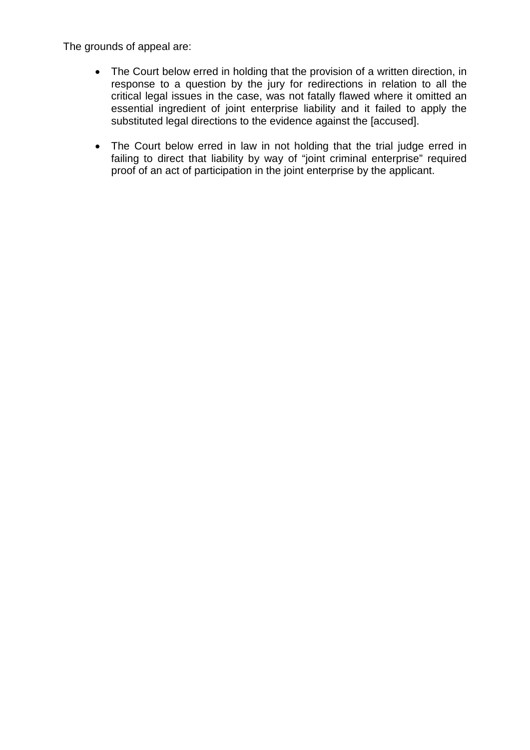The grounds of appeal are:

- The Court below erred in holding that the provision of a written direction, in response to a question by the jury for redirections in relation to all the critical legal issues in the case, was not fatally flawed where it omitted an essential ingredient of joint enterprise liability and it failed to apply the substituted legal directions to the evidence against the [accused].

- The Court below erred in law in not holding that the trial judge erred in failing to direct that liability by way of "joint criminal enterprise" required proof of an act of participation in the joint enterprise by the applicant.